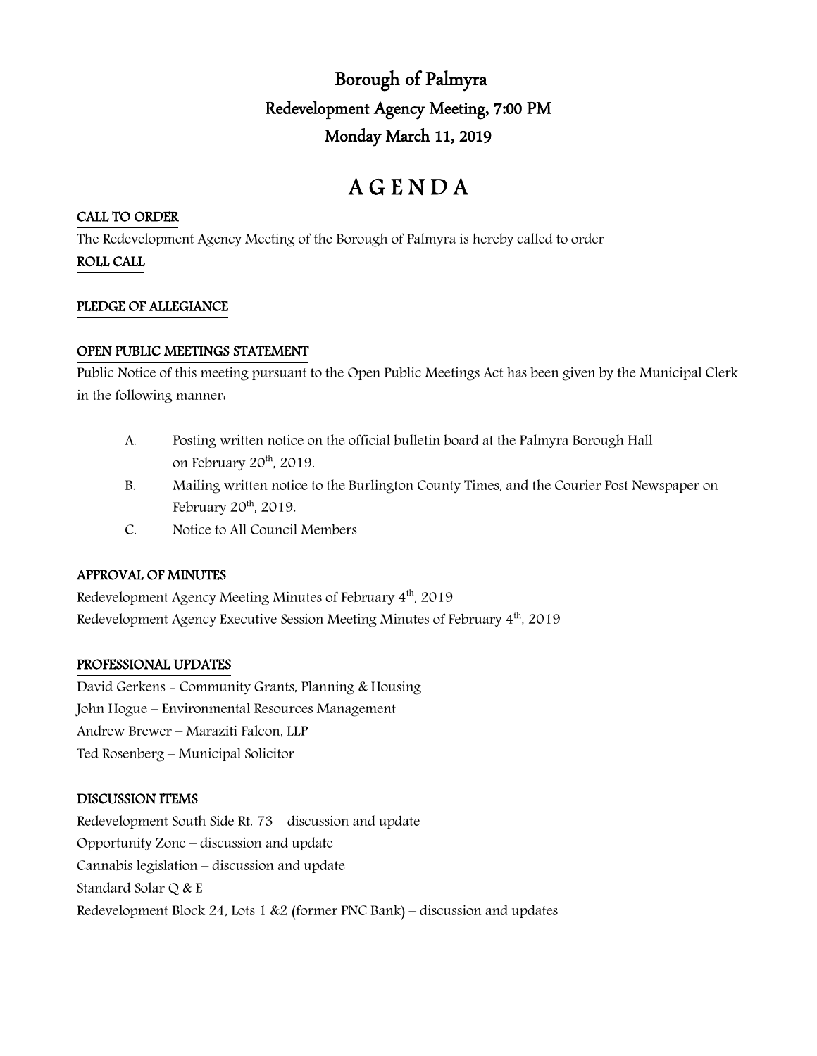# Borough of Palmyra

## Redevelopment Agency Meeting, 7:00 PM

## Monday March 11, 2019

# A G E N D A

**CALL TO ORDER**

The Redevelopment Agency Meeting of the Borough of Palmyra is hereby called to order

**ROLL CALL**

**PLEDGE OF ALLEGIANCE**

**OPEN PUBLIC MEETINGS STATEMENT**

Public Notice of this meeting pursuant to the Open Public Meetings Act has been given by the Municipal Clerk in the following manner:

A. Posting written notice on the official bulletin board at the Palmyra Borough Hall on February 20th, 2019.

B. Mailing written notice to the Burlington County Times, and the Courier Post Newspaper on February 20th, 2019.

C. Notice to All Council Members

**APPROVAL OF MINUTES**

Redevelopment Agency Meeting Minutes of February 4th, 2019

Redevelopment Agency Executive Session Meeting Minutes of February 4th, 2019

**PROFESSIONAL UPDATES**

David Gerkens - Community Grants, Planning & Housing

John Hogue – Environmental Resources Management

Andrew Brewer – Maraziti Falcon, LLP

Ted Rosenberg – Municipal Solicitor

**DISCUSSION ITEMS**

Redevelopment South Side Rt. 73 – discussion and update

Opportunity Zone – discussion and update

Cannabis legislation – discussion and update

Standard Solar Q & E

Redevelopment Block 24, Lots 1 &2 (former PNC Bank) – discussion and updates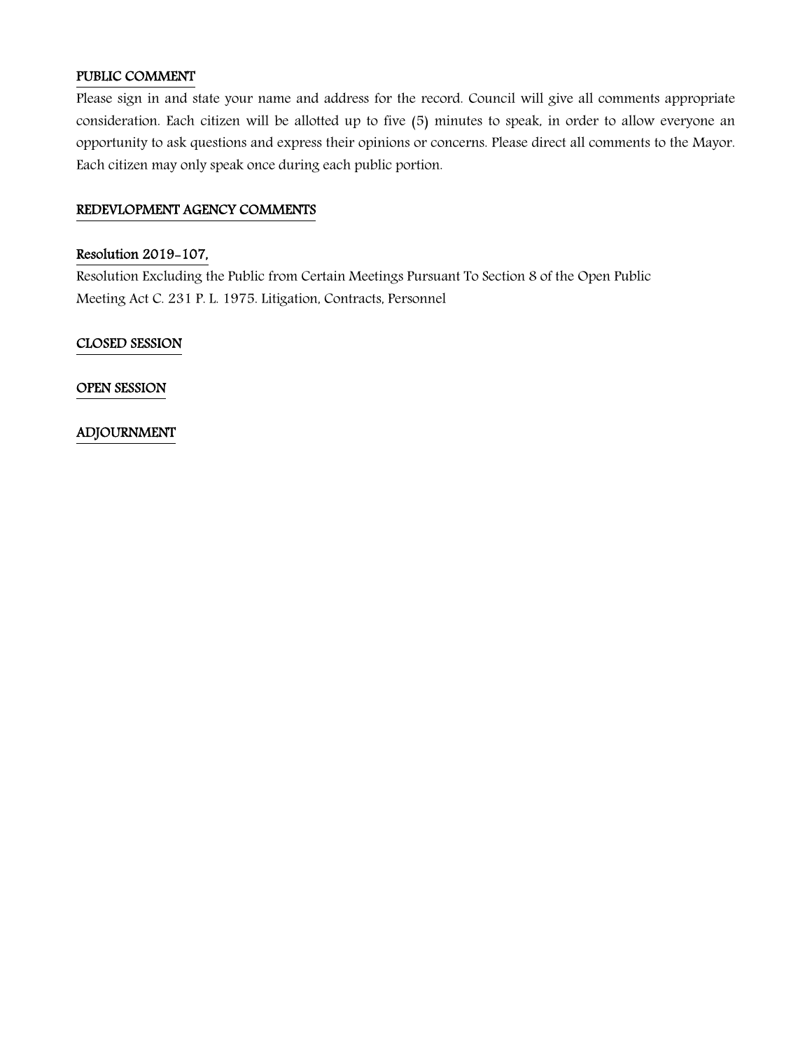## PUBLIC COMMENT

Please sign in and state your name and address for the record. Council will give all comments appropriate consideration. Each citizen will be allotted up to five (5) minutes to speak, in order to allow everyone an opportunity to ask questions and express their opinions or concerns. Please direct all comments to the Mayor. Each citizen may only speak once during each public portion.

## REDEVLOPMENT AGENCY COMMENTS

### Resolution 2019-107,

Resolution Excluding the Public from Certain Meetings Pursuant To Section 8 of the Open Public Meeting Act C. 231 P. L. 1975. Litigation, Contracts, Personnel

## CLOSED SESSION

## OPEN SESSION

## ADJOURNMENT